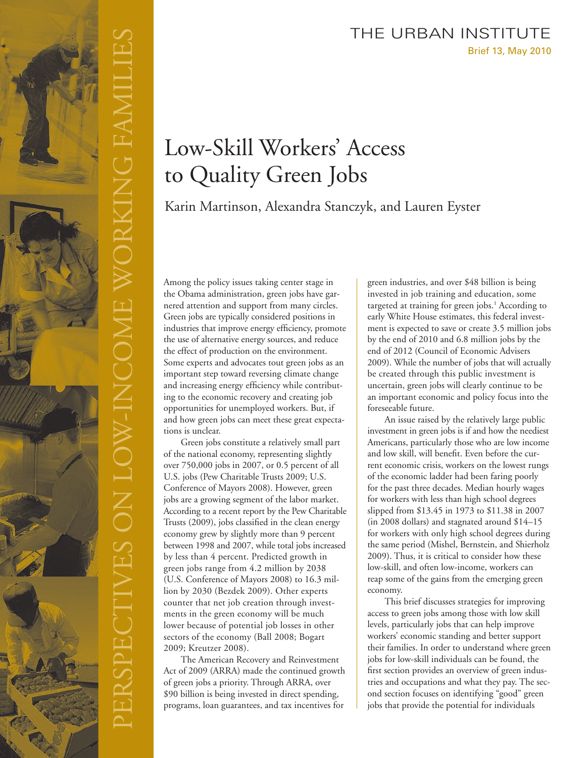THE URBAN INSTITUTE

Brief 13, May 2010

PERSPECTIVES ON LOW-INCOME WORKING FAMILIES

# Low-Skill Workers' Access to Quality Green Jobs

Karin Martinson, Alexandra Stanczyk, and Lauren Eyster

Among the policy issues taking center stage in the Obama administration, green jobs have garnered attention and support from many circles. Green jobs are typically considered positions in industries that improve energy efficiency, promote the use of alternative energy sources, and reduce the effect of production on the environment. Some experts and advocates tout green jobs as an important step toward reversing climate change and increasing energy efficiency while contributing to the economic recovery and creating job opportunities for unemployed workers. But, if and how green jobs can meet these great expectations is unclear.

Green jobs constitute a relatively small part of the national economy, representing slightly over 750,000 jobs in 2007, or 0.5 percent of all U.S. jobs (Pew Charitable Trusts 2009; U.S. Conference of Mayors 2008). However, green jobs are a growing segment of the labor market. According to a recent report by the Pew Charitable Trusts (2009), jobs classified in the clean energy economy grew by slightly more than 9 percent between 1998 and 2007, while total jobs increased by less than 4 percent. Predicted growth in green jobs range from 4.2 million by 2038 (U.S. Conference of Mayors 2008) to 16.3 million by 2030 (Bezdek 2009). Other experts counter that net job creation through investments in the green economy will be much lower because of potential job losses in other sectors of the economy (Ball 2008; Bogart 2009; Kreutzer 2008).

The American Recovery and Reinvestment Act of 2009 (ARRA) made the continued growth of green jobs a priority. Through ARRA, over $90 billion is being invested in direct spending, programs, loan guarantees, and tax incentives for green industries, and over $48 billion is being invested in job training and education, some targeted at training for green jobs.[1] According to early White House estimates, this federal investment is expected to save or create 3.5 million jobs by the end of 2010 and 6.8 million jobs by the end of 2012 (Council of Economic Advisers 2009). While the number of jobs that will actually be created through this public investment is uncertain, green jobs will clearly continue to be an important economic and policy focus into the foreseeable future.

An issue raised by the relatively large public investment in green jobs is if and how the neediest Americans, particularly those who are low income and low skill, will benefit. Even before the current economic crisis, workers on the lowest rungs of the economic ladder had been faring poorly for the past three decades. Median hourly wages for workers with less than high school degrees slipped from $13.45 in 1973 to $11.38 in 2007 (in 2008 dollars) and stagnated around $14–15 for workers with only high school degrees during the same period (Mishel, Bernstein, and Shierholz 2009). Thus, it is critical to consider how these low-skill, and often low-income, workers can reap some of the gains from the emerging green economy.

This brief discusses strategies for improving access to green jobs among those with low skill levels, particularly jobs that can help improve workers' economic standing and better support their families. In order to understand where green jobs for low-skill individuals can be found, the first section provides an overview of green industries and occupations and what they pay. The second section focuses on identifying "good" green jobs that provide the potential for individuals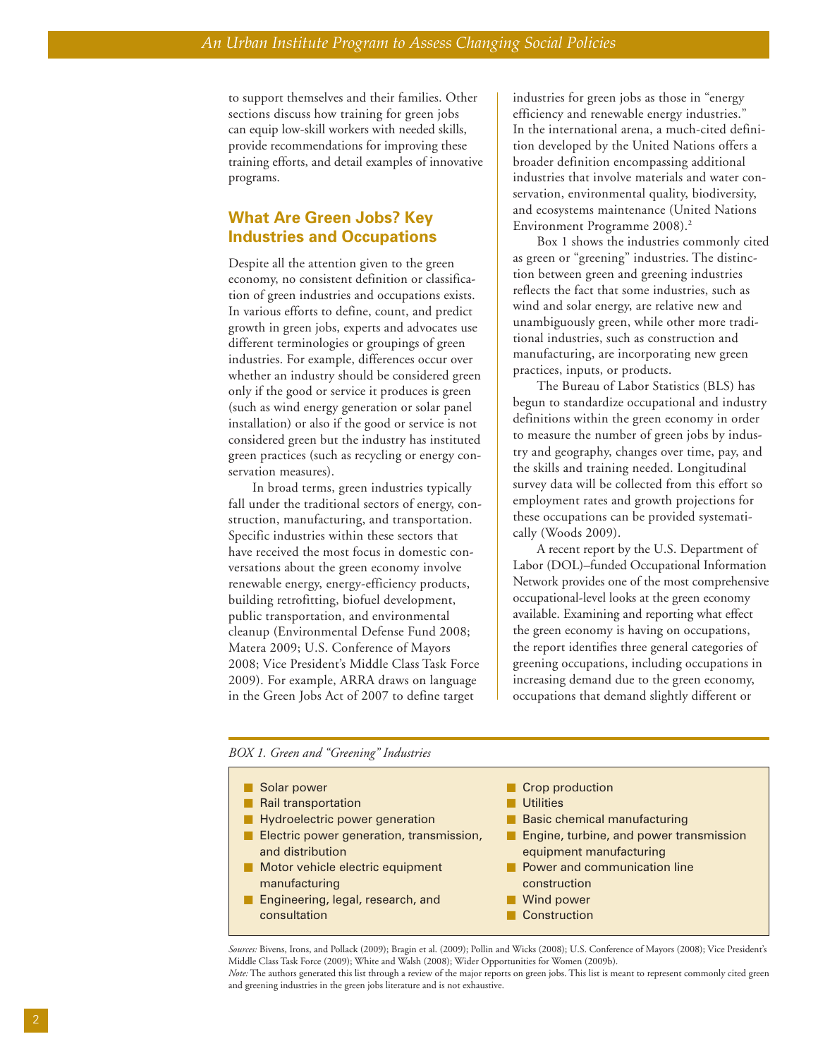to support themselves and their families. Other sections discuss how training for green jobs can equip low-skill workers with needed skills, provide recommendations for improving these training efforts, and detail examples of innovative programs.

## What Are Green Jobs? Key Industries and Occupations

Despite all the attention given to the green economy, no consistent definition or classification of green industries and occupations exists. In various efforts to define, count, and predict growth in green jobs, experts and advocates use different terminologies or groupings of green industries. For example, differences occur over whether an industry should be considered green only if the good or service it produces is green (such as wind energy generation or solar panel installation) or also if the good or service is not considered green but the industry has instituted green practices (such as recycling or energy conservation measures).

In broad terms, green industries typically fall under the traditional sectors of energy, construction, manufacturing, and transportation. Specific industries within these sectors that have received the most focus in domestic conversations about the green economy involve renewable energy, energy-efficiency products, building retrofitting, biofuel development, public transportation, and environmental cleanup (Environmental Defense Fund 2008; Matera 2009; U.S. Conference of Mayors 2008; Vice President's Middle Class Task Force 2009). For example, ARRA draws on language in the Green Jobs Act of 2007 to define target industries for green jobs as those in "energy efficiency and renewable energy industries." In the international arena, a much-cited definition developed by the United Nations offers a broader definition encompassing additional industries that involve materials and water conservation, environmental quality, biodiversity, and ecosystems maintenance (United Nations Environment Programme 2008).[2]

Box 1 shows the industries commonly cited as green or "greening" industries. The distinction between green and greening industries reflects the fact that some industries, such as wind and solar energy, are relative new and unambiguously green, while other more traditional industries, such as construction and manufacturing, are incorporating new green practices, inputs, or products.

The Bureau of Labor Statistics (BLS) has begun to standardize occupational and industry definitions within the green economy in order to measure the number of green jobs by industry and geography, changes over time, pay, and the skills and training needed. Longitudinal survey data will be collected from this effort so employment rates and growth projections for these occupations can be provided systematically (Woods 2009).

A recent report by the U.S. Department of Labor (DOL)–funded Occupational Information Network provides one of the most comprehensive occupational-level looks at the green economy available. Examining and reporting what effect the green economy is having on occupations, the report identifies three general categories of greening occupations, including occupations in increasing demand due to the green economy, occupations that demand slightly different or

*BOX 1. Green and "Greening" Industries*

- Solar power
- Rail transportation
- Hydroelectric power generation
- Electric power generation, transmission, and distribution
- Motor vehicle electric equipment manufacturing
- Engineering, legal, research, and consultation
- Crop production
- Utilities
- Basic chemical manufacturing
- Engine, turbine, and power transmission equipment manufacturing
- Power and communication line construction
- Wind power
- Construction

*Sources:* Bivens, Irons, and Pollack (2009); Bragin et al. (2009); Pollin and Wicks (2008); U.S. Conference of Mayors (2008); Vice President's Middle Class Task Force (2009); White and Walsh (2008); Wider Opportunities for Women (2009b).

*Note:* The authors generated this list through a review of the major reports on green jobs. This list is meant to represent commonly cited green and greening industries in the green jobs literature and is not exhaustive.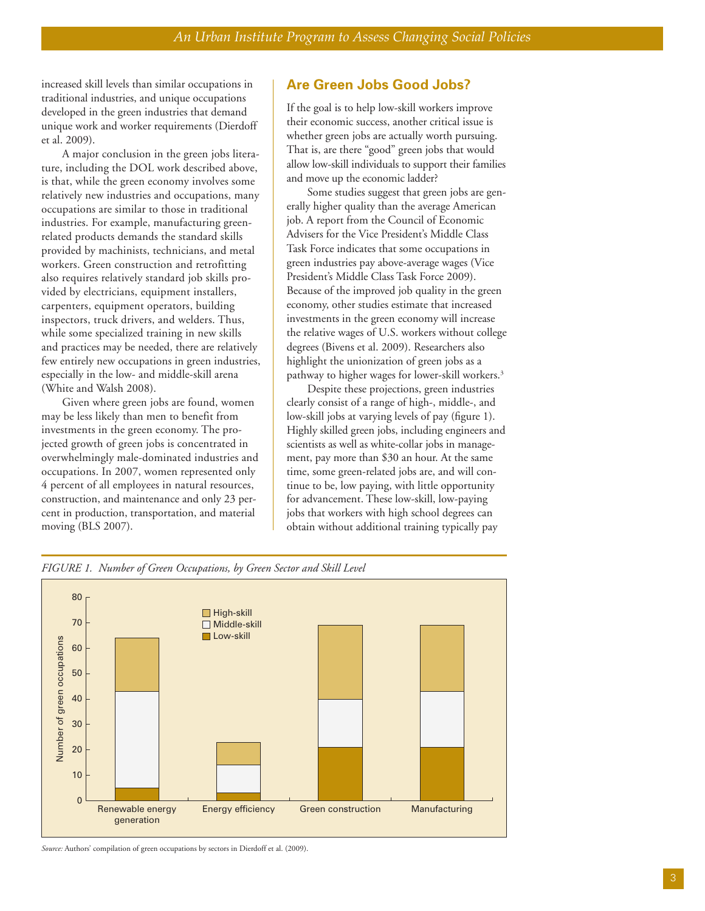increased skill levels than similar occupations in traditional industries, and unique occupations developed in the green industries that demand unique work and worker requirements (Dierdoff et al. 2009).

A major conclusion in the green jobs literature, including the DOL work described above, is that, while the green economy involves some relatively new industries and occupations, many occupations are similar to those in traditional industries. For example, manufacturing green-related products demands the standard skills provided by machinists, technicians, and metal workers. Green construction and retrofitting also requires relatively standard job skills provided by electricians, equipment installers, carpenters, equipment operators, building inspectors, truck drivers, and welders. Thus, while some specialized training in new skills and practices may be needed, there are relatively few entirely new occupations in green industries, especially in the low- and middle-skill arena (White and Walsh 2008).

Given where green jobs are found, women may be less likely than men to benefit from investments in the green economy. The projected growth of green jobs is concentrated in overwhelmingly male-dominated industries and occupations. In 2007, women represented only 4 percent of all employees in natural resources, construction, and maintenance and only 23 percent in production, transportation, and material moving (BLS 2007).

## Are Green Jobs Good Jobs?

If the goal is to help low-skill workers improve their economic success, another critical issue is whether green jobs are actually worth pursuing. That is, are there "good" green jobs that would allow low-skill individuals to support their families and move up the economic ladder?

Some studies suggest that green jobs are generally higher quality than the average American job. A report from the Council of Economic Advisers for the Vice President's Middle Class Task Force indicates that some occupations in green industries pay above-average wages (Vice President's Middle Class Task Force 2009). Because of the improved job quality in the green economy, other studies estimate that increased investments in the green economy will increase the relative wages of U.S. workers without college degrees (Bivens et al. 2009). Researchers also highlight the unionization of green jobs as a pathway to higher wages for lower-skill workers.[3]

Despite these projections, green industries clearly consist of a range of high-, middle-, and low-skill jobs at varying levels of pay (figure 1). Highly skilled green jobs, including engineers and scientists as well as white-collar jobs in management, pay more than $30 an hour. At the same time, some green-related jobs are, and will continue to be, low paying, with little opportunity for advancement. These low-skill, low-paying jobs that workers with high school degrees can obtain without additional training typically pay

*FIGURE 1. Number of Green Occupations, by Green Sector and Skill Level*

| Sector | Low-skill | Middle-skill | High-skill | Total |
|---|---|---|---|---|
| Renewable energy generation | 5 | 38 | 21 | 64 |
| Energy efficiency | 3 | 11 | 9 | 23 |
| Green construction | 21 | 19 | 29 | 69 |
| Manufacturing | 21 | 22 | 26 | 69 |

*Source:* Authors' compilation of green occupations by sectors in Dierdoff et al. (2009).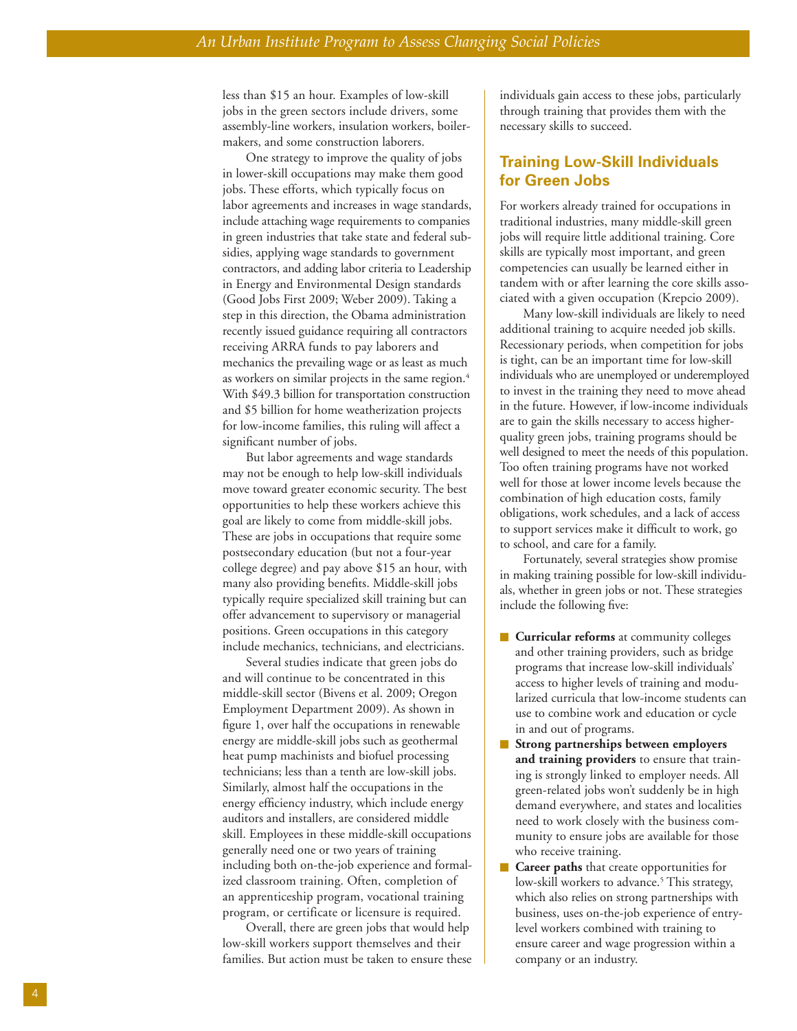less than $15 an hour. Examples of low-skill jobs in the green sectors include drivers, some assembly-line workers, insulation workers, boilermakers, and some construction laborers.

One strategy to improve the quality of jobs in lower-skill occupations may make them good jobs. These efforts, which typically focus on labor agreements and increases in wage standards, include attaching wage requirements to companies in green industries that take state and federal subsidies, applying wage standards to government contractors, and adding labor criteria to Leadership in Energy and Environmental Design standards (Good Jobs First 2009; Weber 2009). Taking a step in this direction, the Obama administration recently issued guidance requiring all contractors receiving ARRA funds to pay laborers and mechanics the prevailing wage or as least as much as workers on similar projects in the same region.[4] With $49.3 billion for transportation construction and $5 billion for home weatherization projects for low-income families, this ruling will affect a significant number of jobs.

But labor agreements and wage standards may not be enough to help low-skill individuals move toward greater economic security. The best opportunities to help these workers achieve this goal are likely to come from middle-skill jobs. These are jobs in occupations that require some postsecondary education (but not a four-year college degree) and pay above $15 an hour, with many also providing benefits. Middle-skill jobs typically require specialized skill training but can offer advancement to supervisory or managerial positions. Green occupations in this category include mechanics, technicians, and electricians.

Several studies indicate that green jobs do and will continue to be concentrated in this middle-skill sector (Bivens et al. 2009; Oregon Employment Department 2009). As shown in figure 1, over half the occupations in renewable energy are middle-skill jobs such as geothermal heat pump machinists and biofuel processing technicians; less than a tenth are low-skill jobs. Similarly, almost half the occupations in the energy efficiency industry, which include energy auditors and installers, are considered middle skill. Employees in these middle-skill occupations generally need one or two years of training including both on-the-job experience and formalized classroom training. Often, completion of an apprenticeship program, vocational training program, or certificate or licensure is required.

Overall, there are green jobs that would help low-skill workers support themselves and their families. But action must be taken to ensure these individuals gain access to these jobs, particularly through training that provides them with the necessary skills to succeed.

## Training Low-Skill Individuals for Green Jobs

For workers already trained for occupations in traditional industries, many middle-skill green jobs will require little additional training. Core skills are typically most important, and green competencies can usually be learned either in tandem with or after learning the core skills associated with a given occupation (Krepcio 2009).

Many low-skill individuals are likely to need additional training to acquire needed job skills. Recessionary periods, when competition for jobs is tight, can be an important time for low-skill individuals who are unemployed or underemployed to invest in the training they need to move ahead in the future. However, if low-income individuals are to gain the skills necessary to access higher-quality green jobs, training programs should be well designed to meet the needs of this population. Too often training programs have not worked well for those at lower income levels because the combination of high education costs, family obligations, work schedules, and a lack of access to support services make it difficult to work, go to school, and care for a family.

Fortunately, several strategies show promise in making training possible for low-skill individuals, whether in green jobs or not. These strategies include the following five:

- **Curricular reforms** at community colleges and other training providers, such as bridge programs that increase low-skill individuals' access to higher levels of training and modularized curricula that low-income students can use to combine work and education or cycle in and out of programs.
- **Strong partnerships between employers and training providers** to ensure that training is strongly linked to employer needs. All green-related jobs won't suddenly be in high demand everywhere, and states and localities need to work closely with the business community to ensure jobs are available for those who receive training.
- **Career paths** that create opportunities for low-skill workers to advance.[5] This strategy, which also relies on strong partnerships with business, uses on-the-job experience of entry-level workers combined with training to ensure career and wage progression within a company or an industry.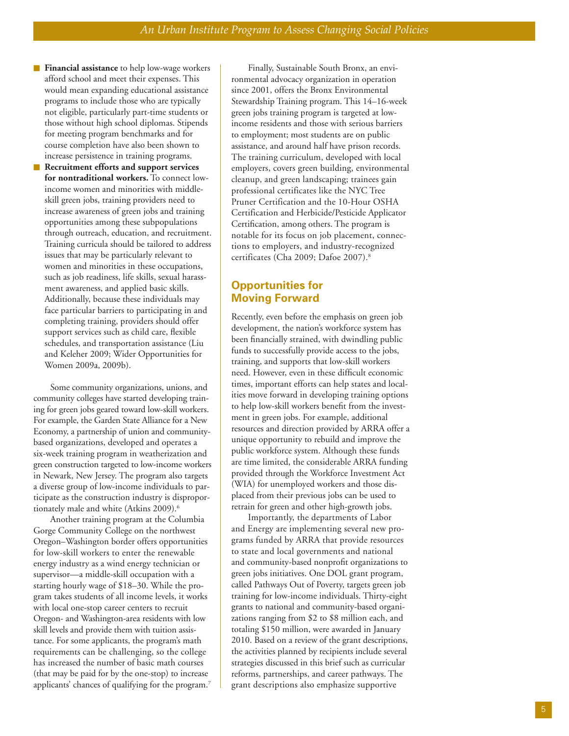- **Financial assistance** to help low-wage workers afford school and meet their expenses. This would mean expanding educational assistance programs to include those who are typically not eligible, particularly part-time students or those without high school diplomas. Stipends for meeting program benchmarks and for course completion have also been shown to increase persistence in training programs.
- **Recruitment efforts and support services for nontraditional workers.** To connect low-income women and minorities with middle-skill green jobs, training providers need to increase awareness of green jobs and training opportunities among these subpopulations through outreach, education, and recruitment. Training curricula should be tailored to address issues that may be particularly relevant to women and minorities in these occupations, such as job readiness, life skills, sexual harassment awareness, and applied basic skills. Additionally, because these individuals may face particular barriers to participating in and completing training, providers should offer support services such as child care, flexible schedules, and transportation assistance (Liu and Keleher 2009; Wider Opportunities for Women 2009a, 2009b).

Some community organizations, unions, and community colleges have started developing training for green jobs geared toward low-skill workers. For example, the Garden State Alliance for a New Economy, a partnership of union and community-based organizations, developed and operates a six-week training program in weatherization and green construction targeted to low-income workers in Newark, New Jersey. The program also targets a diverse group of low-income individuals to participate as the construction industry is disproportionately male and white (Atkins 2009).[6]

Another training program at the Columbia Gorge Community College on the northwest Oregon–Washington border offers opportunities for low-skill workers to enter the renewable energy industry as a wind energy technician or supervisor—a middle-skill occupation with a starting hourly wage of $18–30. While the program takes students of all income levels, it works with local one-stop career centers to recruit Oregon- and Washington-area residents with low skill levels and provide them with tuition assistance. For some applicants, the program's math requirements can be challenging, so the college has increased the number of basic math courses (that may be paid for by the one-stop) to increase applicants' chances of qualifying for the program.[7]

Finally, Sustainable South Bronx, an environmental advocacy organization in operation since 2001, offers the Bronx Environmental Stewardship Training program. This 14–16-week green jobs training program is targeted at low-income residents and those with serious barriers to employment; most students are on public assistance, and around half have prison records. The training curriculum, developed with local employers, covers green building, environmental cleanup, and green landscaping; trainees gain professional certificates like the NYC Tree Pruner Certification and the 10-Hour OSHA Certification and Herbicide/Pesticide Applicator Certification, among others. The program is notable for its focus on job placement, connections to employers, and industry-recognized certificates (Cha 2009; Dafoe 2007).[8]

## Opportunities for Moving Forward

Recently, even before the emphasis on green job development, the nation's workforce system has been financially strained, with dwindling public funds to successfully provide access to the jobs, training, and supports that low-skill workers need. However, even in these difficult economic times, important efforts can help states and localities move forward in developing training options to help low-skill workers benefit from the investment in green jobs. For example, additional resources and direction provided by ARRA offer a unique opportunity to rebuild and improve the public workforce system. Although these funds are time limited, the considerable ARRA funding provided through the Workforce Investment Act (WIA) for unemployed workers and those displaced from their previous jobs can be used to retrain for green and other high-growth jobs.

Importantly, the departments of Labor and Energy are implementing several new programs funded by ARRA that provide resources to state and local governments and national and community-based nonprofit organizations to green jobs initiatives. One DOL grant program, called Pathways Out of Poverty, targets green job training for low-income individuals. Thirty-eight grants to national and community-based organizations ranging from $2 to $8 million each, and totaling $150 million, were awarded in January 2010. Based on a review of the grant descriptions, the activities planned by recipients include several strategies discussed in this brief such as curricular reforms, partnerships, and career pathways. The grant descriptions also emphasize supportive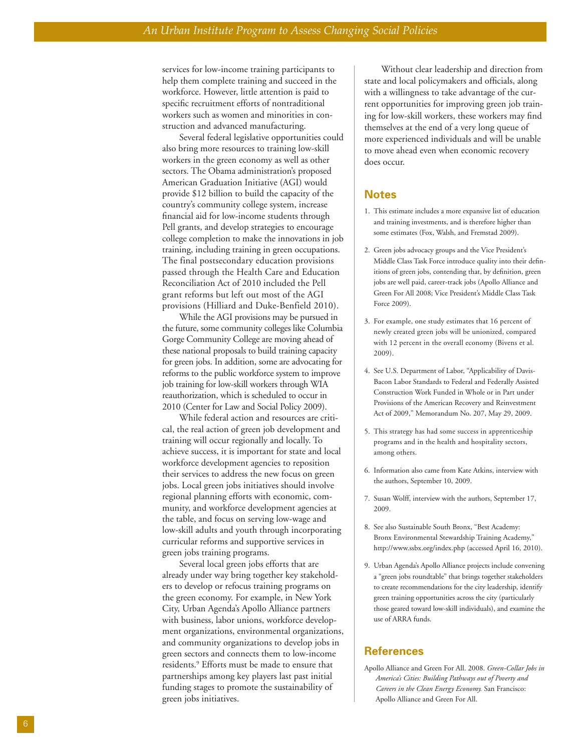services for low-income training participants to help them complete training and succeed in the workforce. However, little attention is paid to specific recruitment efforts of nontraditional workers such as women and minorities in construction and advanced manufacturing.

Several federal legislative opportunities could also bring more resources to training low-skill workers in the green economy as well as other sectors. The Obama administration's proposed American Graduation Initiative (AGI) would provide $12 billion to build the capacity of the country's community college system, increase financial aid for low-income students through Pell grants, and develop strategies to encourage college completion to make the innovations in job training, including training in green occupations. The final postsecondary education provisions passed through the Health Care and Education Reconciliation Act of 2010 included the Pell grant reforms but left out most of the AGI provisions (Hilliard and Duke-Benfield 2010).

While the AGI provisions may be pursued in the future, some community colleges like Columbia Gorge Community College are moving ahead of these national proposals to build training capacity for green jobs. In addition, some are advocating for reforms to the public workforce system to improve job training for low-skill workers through WIA reauthorization, which is scheduled to occur in 2010 (Center for Law and Social Policy 2009).

While federal action and resources are critical, the real action of green job development and training will occur regionally and locally. To achieve success, it is important for state and local workforce development agencies to reposition their services to address the new focus on green jobs. Local green jobs initiatives should involve regional planning efforts with economic, community, and workforce development agencies at the table, and focus on serving low-wage and low-skill adults and youth through incorporating curricular reforms and supportive services in green jobs training programs.

Several local green jobs efforts that are already under way bring together key stakeholders to develop or refocus training programs on the green economy. For example, in New York City, Urban Agenda's Apollo Alliance partners with business, labor unions, workforce development organizations, environmental organizations, and community organizations to develop jobs in green sectors and connects them to low-income residents.[9] Efforts must be made to ensure that partnerships among key players last past initial funding stages to promote the sustainability of green jobs initiatives.

Without clear leadership and direction from state and local policymakers and officials, along with a willingness to take advantage of the current opportunities for improving green job training for low-skill workers, these workers may find themselves at the end of a very long queue of more experienced individuals and will be unable to move ahead even when economic recovery does occur.

## Notes

1. This estimate includes a more expansive list of education and training investments, and is therefore higher than some estimates (Fox, Walsh, and Fremstad 2009).

2. Green jobs advocacy groups and the Vice President's Middle Class Task Force introduce quality into their definitions of green jobs, contending that, by definition, green jobs are well paid, career-track jobs (Apollo Alliance and Green For All 2008; Vice President's Middle Class Task Force 2009).

3. For example, one study estimates that 16 percent of newly created green jobs will be unionized, compared with 12 percent in the overall economy (Bivens et al. 2009).

4. See U.S. Department of Labor, "Applicability of Davis-Bacon Labor Standards to Federal and Federally Assisted Construction Work Funded in Whole or in Part under Provisions of the American Recovery and Reinvestment Act of 2009," Memorandum No. 207, May 29, 2009.

5. This strategy has had some success in apprenticeship programs and in the health and hospitality sectors, among others.

6. Information also came from Kate Atkins, interview with the authors, September 10, 2009.

7. Susan Wolff, interview with the authors, September 17, 2009.

8. See also Sustainable South Bronx, "Best Academy: Bronx Environmental Stewardship Training Academy," http://www.ssbx.org/index.php (accessed April 16, 2010).

9. Urban Agenda's Apollo Alliance projects include convening a "green jobs roundtable" that brings together stakeholders to create recommendations for the city leadership, identify green training opportunities across the city (particularly those geared toward low-skill individuals), and examine the use of ARRA funds.

## References

Apollo Alliance and Green For All. 2008. *Green-Collar Jobs in America's Cities: Building Pathways out of Poverty and Careers in the Clean Energy Economy.* San Francisco: Apollo Alliance and Green For All.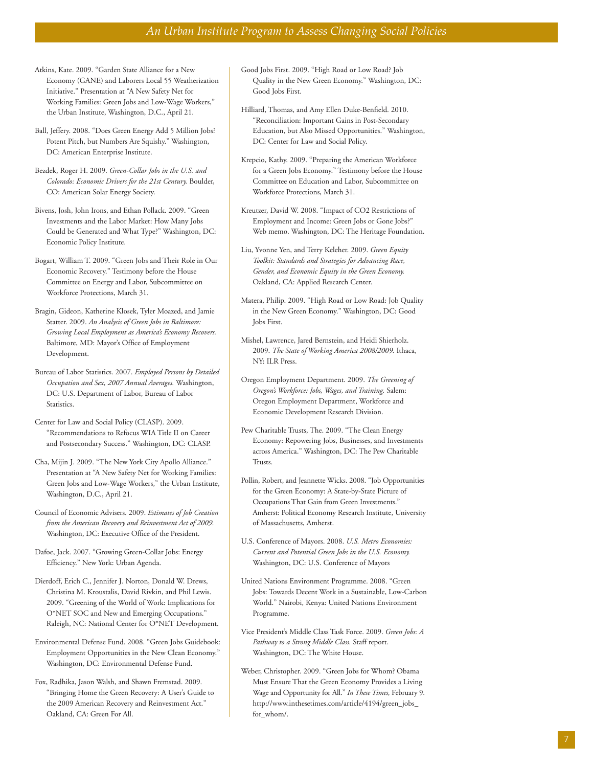Atkins, Kate. 2009. "Garden State Alliance for a New Economy (GANE) and Laborers Local 55 Weatherization Initiative." Presentation at "A New Safety Net for Working Families: Green Jobs and Low-Wage Workers," the Urban Institute, Washington, D.C., April 21.

Ball, Jeffery. 2008. "Does Green Energy Add 5 Million Jobs? Potent Pitch, but Numbers Are Squishy." Washington, DC: American Enterprise Institute.

Bezdek, Roger H. 2009. *Green-Collar Jobs in the U.S. and Colorado: Economic Drivers for the 21st Century.* Boulder, CO: American Solar Energy Society.

Bivens, Josh, John Irons, and Ethan Pollack. 2009. "Green Investments and the Labor Market: How Many Jobs Could be Generated and What Type?" Washington, DC: Economic Policy Institute.

Bogart, William T. 2009. "Green Jobs and Their Role in Our Economic Recovery." Testimony before the House Committee on Energy and Labor, Subcommittee on Workforce Protections, March 31.

Bragin, Gideon, Katherine Klosek, Tyler Moazed, and Jamie Statter. 2009. *An Analysis of Green Jobs in Baltimore: Growing Local Employment as America's Economy Recovers.* Baltimore, MD: Mayor's Office of Employment Development.

Bureau of Labor Statistics. 2007. *Employed Persons by Detailed Occupation and Sex, 2007 Annual Averages.* Washington, DC: U.S. Department of Labor, Bureau of Labor Statistics.

Center for Law and Social Policy (CLASP). 2009. "Recommendations to Refocus WIA Title II on Career and Postsecondary Success." Washington, DC: CLASP.

Cha, Mijin J. 2009. "The New York City Apollo Alliance." Presentation at "A New Safety Net for Working Families: Green Jobs and Low-Wage Workers," the Urban Institute, Washington, D.C., April 21.

Council of Economic Advisers. 2009. *Estimates of Job Creation from the American Recovery and Reinvestment Act of 2009.* Washington, DC: Executive Office of the President.

Dafoe, Jack. 2007. "Growing Green-Collar Jobs: Energy Efficiency." New York: Urban Agenda.

Dierdoff, Erich C., Jennifer J. Norton, Donald W. Drews, Christina M. Kroustalis, David Rivkin, and Phil Lewis. 2009. "Greening of the World of Work: Implications for O*NET SOC and New and Emerging Occupations." Raleigh, NC: National Center for O*NET Development.

Environmental Defense Fund. 2008. "Green Jobs Guidebook: Employment Opportunities in the New Clean Economy." Washington, DC: Environmental Defense Fund.

Fox, Radhika, Jason Walsh, and Shawn Fremstad. 2009. "Bringing Home the Green Recovery: A User's Guide to the 2009 American Recovery and Reinvestment Act." Oakland, CA: Green For All.

Good Jobs First. 2009. "High Road or Low Road? Job Quality in the New Green Economy." Washington, DC: Good Jobs First.

Hilliard, Thomas, and Amy Ellen Duke-Benfield. 2010. "Reconciliation: Important Gains in Post-Secondary Education, but Also Missed Opportunities." Washington, DC: Center for Law and Social Policy.

Krepcio, Kathy. 2009. "Preparing the American Workforce for a Green Jobs Economy." Testimony before the House Committee on Education and Labor, Subcommittee on Workforce Protections, March 31.

Kreutzer, David W. 2008. "Impact of CO2 Restrictions of Employment and Income: Green Jobs or Gone Jobs?" Web memo. Washington, DC: The Heritage Foundation.

Liu, Yvonne Yen, and Terry Keleher. 2009. *Green Equity Toolkit: Standards and Strategies for Advancing Race, Gender, and Economic Equity in the Green Economy.* Oakland, CA: Applied Research Center.

Matera, Philip. 2009. "High Road or Low Road: Job Quality in the New Green Economy." Washington, DC: Good Jobs First.

Mishel, Lawrence, Jared Bernstein, and Heidi Shierholz. 2009. *The State of Working America 2008/2009.* Ithaca, NY: ILR Press.

Oregon Employment Department. 2009. *The Greening of Oregon's Workforce: Jobs, Wages, and Training.* Salem: Oregon Employment Department, Workforce and Economic Development Research Division.

Pew Charitable Trusts, The. 2009. "The Clean Energy Economy: Repowering Jobs, Businesses, and Investments across America." Washington, DC: The Pew Charitable Trusts.

Pollin, Robert, and Jeannette Wicks. 2008. "Job Opportunities for the Green Economy: A State-by-State Picture of Occupations That Gain from Green Investments." Amherst: Political Economy Research Institute, University of Massachusetts, Amherst.

U.S. Conference of Mayors. 2008. *U.S. Metro Economies: Current and Potential Green Jobs in the U.S. Economy.* Washington, DC: U.S. Conference of Mayors

United Nations Environment Programme. 2008. "Green Jobs: Towards Decent Work in a Sustainable, Low-Carbon World." Nairobi, Kenya: United Nations Environment Programme.

Vice President's Middle Class Task Force. 2009. *Green Jobs: A Pathway to a Strong Middle Class.* Staff report. Washington, DC: The White House.

Weber, Christopher. 2009. "Green Jobs for Whom? Obama Must Ensure That the Green Economy Provides a Living Wage and Opportunity for All." *In These Times,* February 9. http://www.inthesetimes.com/article/4194/green_jobs_for_whom/.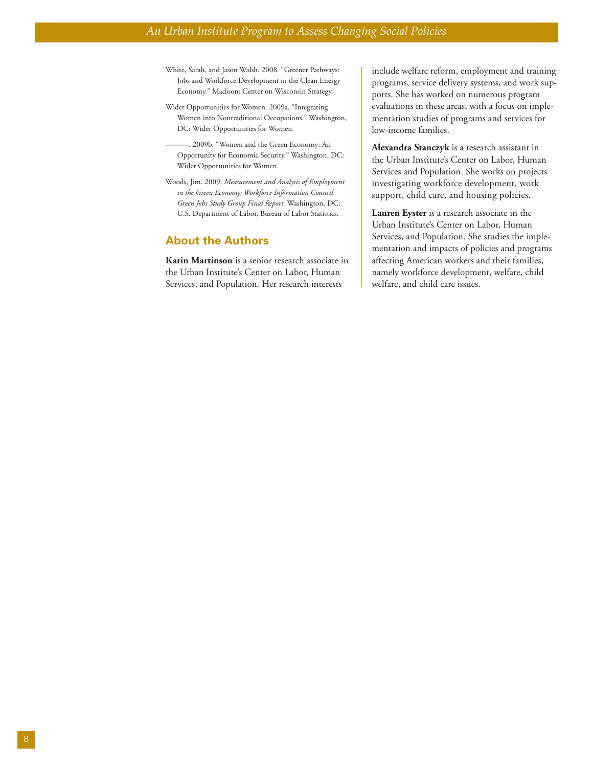White, Sarah, and Jason Walsh. 2008. "Greener Pathways: Jobs and Workforce Development in the Clean Energy Economy." Madison: Center on Wisconsin Strategy.

Wider Opportunities for Women. 2009a. "Integrating Women into Nontraditional Occupations." Washington, DC: Wider Opportunities for Women.

———. 2009b. "Women and the Green Economy: An Opportunity for Economic Security." Washington, DC: Wider Opportunities for Women.

Woods, Jim. 2009. *Measurement and Analysis of Employment in the Green Economy: Workforce Information Council Green Jobs Study Group Final Report.* Washington, DC: U.S. Department of Labor, Bureau of Labor Statistics.

## About the Authors

**Karin Martinson** is a senior research associate in the Urban Institute's Center on Labor, Human Services, and Population. Her research interests include welfare reform, employment and training programs, service delivery systems, and work supports. She has worked on numerous program evaluations in these areas, with a focus on implementation studies of programs and services for low-income families.

**Alexandra Stanczyk** is a research assistant in the Urban Institute's Center on Labor, Human Services and Population. She works on projects investigating workforce development, work support, child care, and housing policies.

**Lauren Eyster** is a research associate in the Urban Institute's Center on Labor, Human Services, and Population. She studies the implementation and impacts of policies and programs affecting American workers and their families, namely workforce development, welfare, child welfare, and child care issues.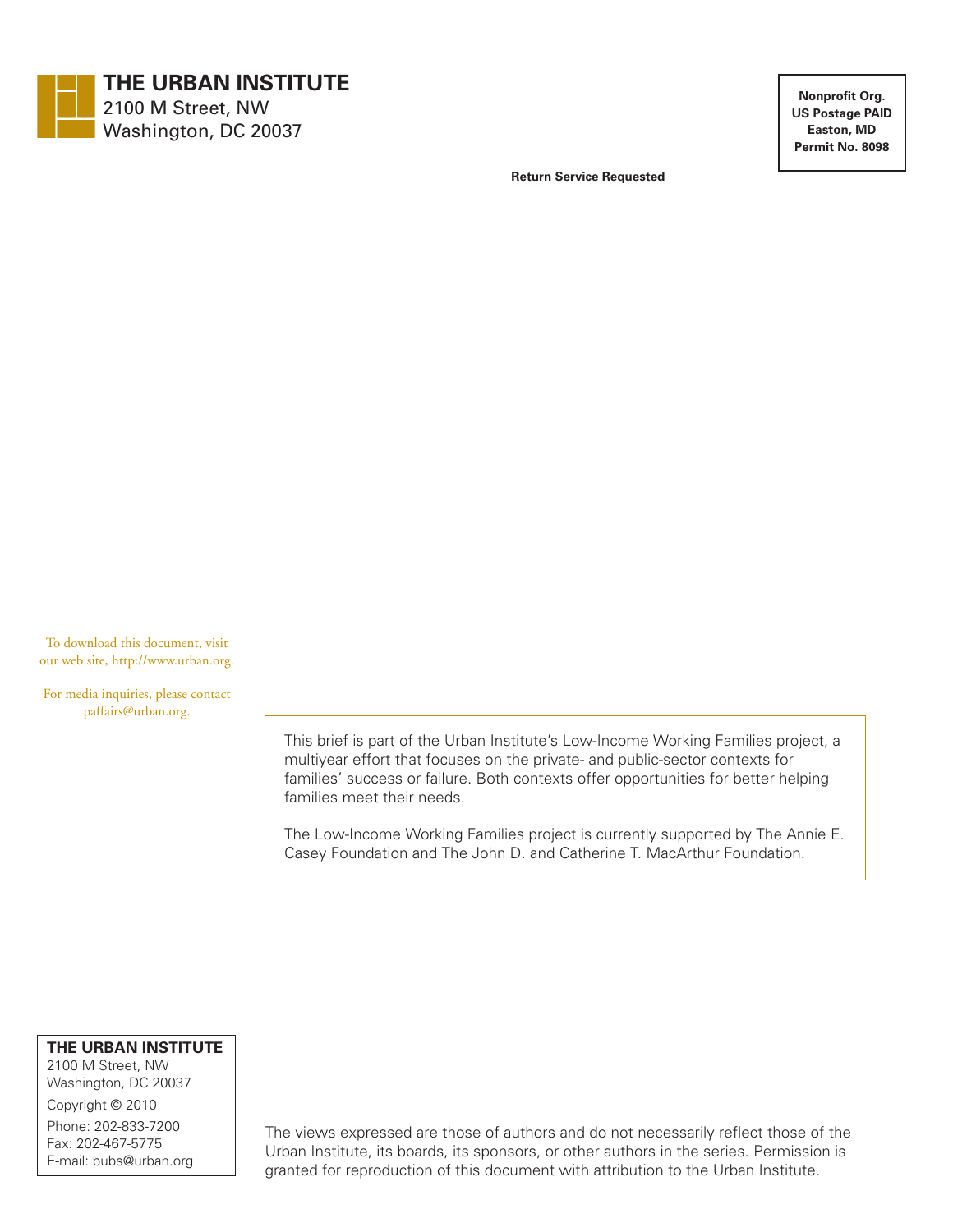**THE URBAN INSTITUTE**
2100 M Street, NW
Washington, DC 20037

**Nonprofit Org.**
**US Postage PAID**
**Easton, MD**
**Permit No. 8098**

**Return Service Requested**

To download this document, visit our web site, http://www.urban.org.

For media inquiries, please contact paffairs@urban.org.

This brief is part of the Urban Institute's Low-Income Working Families project, a multiyear effort that focuses on the private- and public-sector contexts for families' success or failure. Both contexts offer opportunities for better helping families meet their needs.

The Low-Income Working Families project is currently supported by The Annie E. Casey Foundation and The John D. and Catherine T. MacArthur Foundation.

**THE URBAN INSTITUTE**
2100 M Street, NW
Washington, DC 20037

Copyright © 2010

Phone: 202-833-7200
Fax: 202-467-5775
E-mail: pubs@urban.org

The views expressed are those of authors and do not necessarily reflect those of the Urban Institute, its boards, its sponsors, or other authors in the series. Permission is granted for reproduction of this document with attribution to the Urban Institute.